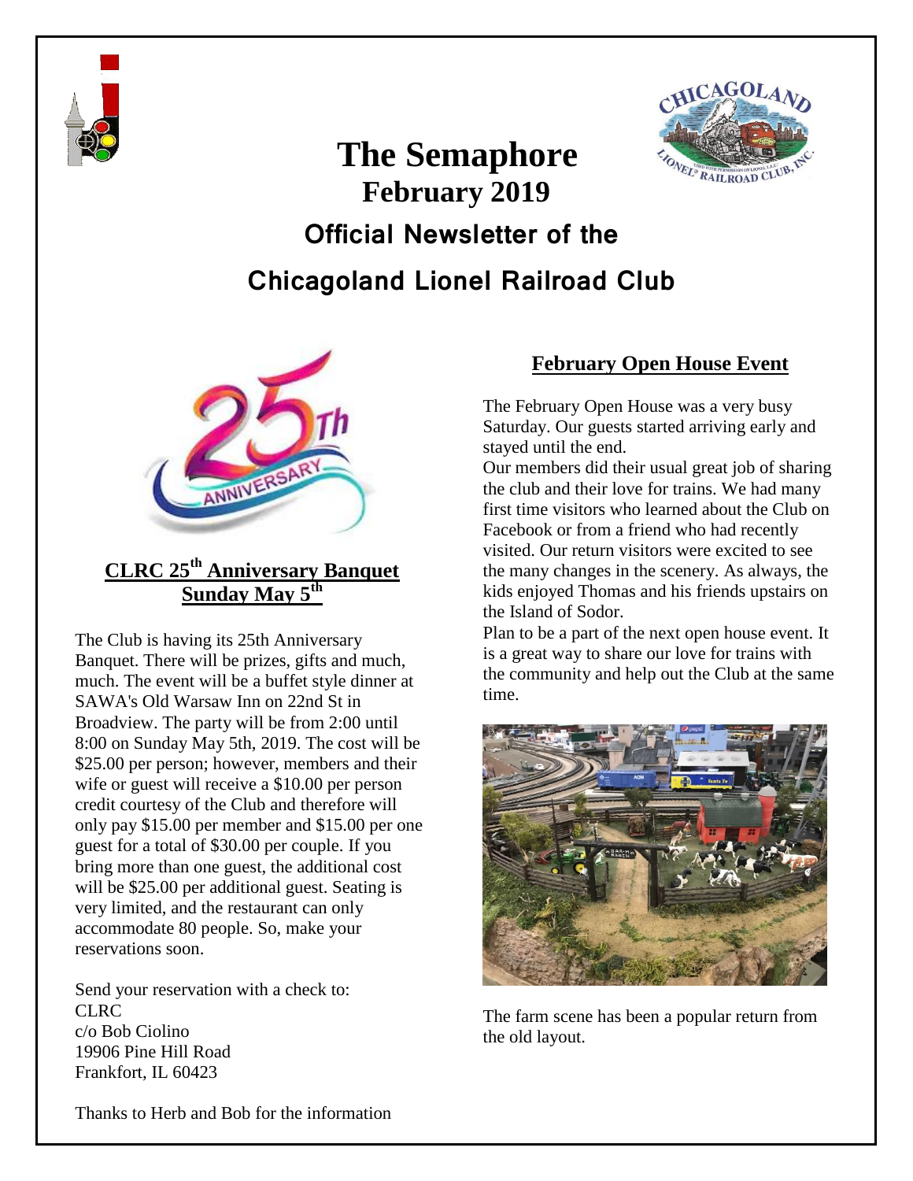# The Semaphore

## February 2019

## Official Newsletter of the Chicagoland Lionel Railroad Club

### CLRC 25th Anniversary Banquet Sunday May 5th

The Club is having its 25th Anniversary Banquet. There will be prizes, gifts and much, much. The event will be a buffet style dinner at SAWA's Old Warsaw Inn on 22nd St in Broadview. The party will be from 2:00 until 8:00 on Sunday May 5th, 2019. The cost will be $25.00 per person; however, members and their wife or guest will receive a $10.00 per person credit courtesy of the Club and therefore will only pay $15.00 per member and $15.00 per one guest for a total of $30.00 per couple. If you bring more than one guest, the additional cost will be $25.00 per additional guest. Seating is very limited, and the restaurant can only accommodate 80 people. So, make your reservations soon.

Send your reservation with a check to:
CLRC
c/o Bob Ciolino
19906 Pine Hill Road
Frankfort, IL 60423

Thanks to Herb and Bob for the information

### February Open House Event

The February Open House was a very busy Saturday. Our guests started arriving early and stayed until the end.

Our members did their usual great job of sharing the club and their love for trains. We had many first time visitors who learned about the Club on Facebook or from a friend who had recently visited. Our return visitors were excited to see the many changes in the scenery. As always, the kids enjoyed Thomas and his friends upstairs on the Island of Sodor.

Plan to be a part of the next open house event. It is a great way to share our love for trains with the community and help out the Club at the same time.

The farm scene has been a popular return from the old layout.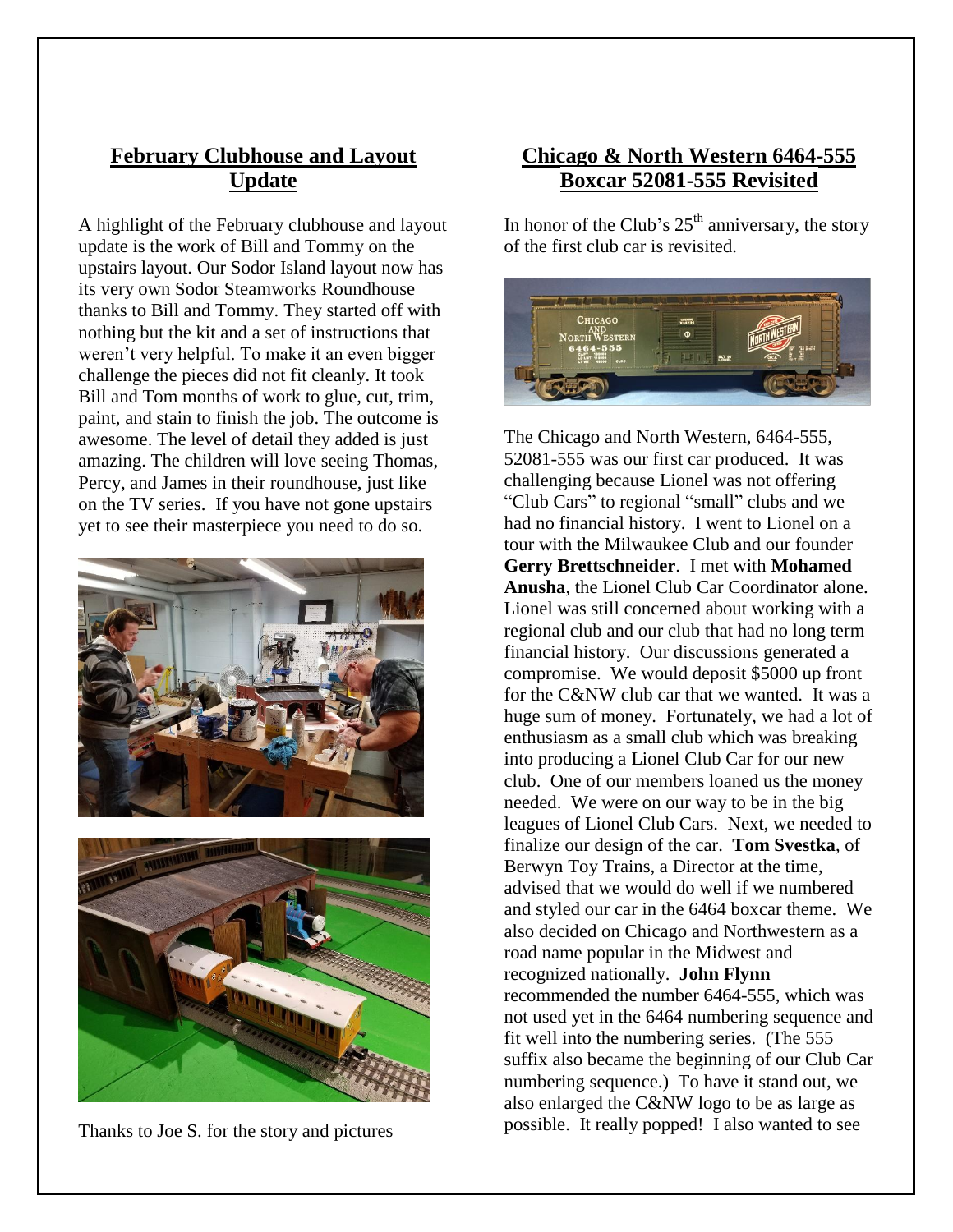## February Clubhouse and Layout Update

A highlight of the February clubhouse and layout update is the work of Bill and Tommy on the upstairs layout. Our Sodor Island layout now has its very own Sodor Steamworks Roundhouse thanks to Bill and Tommy. They started off with nothing but the kit and a set of instructions that weren't very helpful. To make it an even bigger challenge the pieces did not fit cleanly. It took Bill and Tom months of work to glue, cut, trim, paint, and stain to finish the job. The outcome is awesome. The level of detail they added is just amazing. The children will love seeing Thomas, Percy, and James in their roundhouse, just like on the TV series. If you have not gone upstairs yet to see their masterpiece you need to do so.

Thanks to Joe S. for the story and pictures

## Chicago & North Western 6464-555 Boxcar 52081-555 Revisited

In honor of the Club's 25th anniversary, the story of the first club car is revisited.

The Chicago and North Western, 6464-555, 52081-555 was our first car produced. It was challenging because Lionel was not offering "Club Cars" to regional "small" clubs and we had no financial history. I went to Lionel on a tour with the Milwaukee Club and our founder **Gerry Brettschneider**. I met with **Mohamed Anusha**, the Lionel Club Car Coordinator alone. Lionel was still concerned about working with a regional club and our club that had no long term financial history. Our discussions generated a compromise. We would deposit $5000 up front for the C&NW club car that we wanted. It was a huge sum of money. Fortunately, we had a lot of enthusiasm as a small club which was breaking into producing a Lionel Club Car for our new club. One of our members loaned us the money needed. We were on our way to be in the big leagues of Lionel Club Cars. Next, we needed to finalize our design of the car. **Tom Svestka**, of Berwyn Toy Trains, a Director at the time, advised that we would do well if we numbered and styled our car in the 6464 boxcar theme. We also decided on Chicago and Northwestern as a road name popular in the Midwest and recognized nationally. **John Flynn** recommended the number 6464-555, which was not used yet in the 6464 numbering sequence and fit well into the numbering series. (The 555 suffix also became the beginning of our Club Car numbering sequence.) To have it stand out, we also enlarged the C&NW logo to be as large as possible. It really popped! I also wanted to see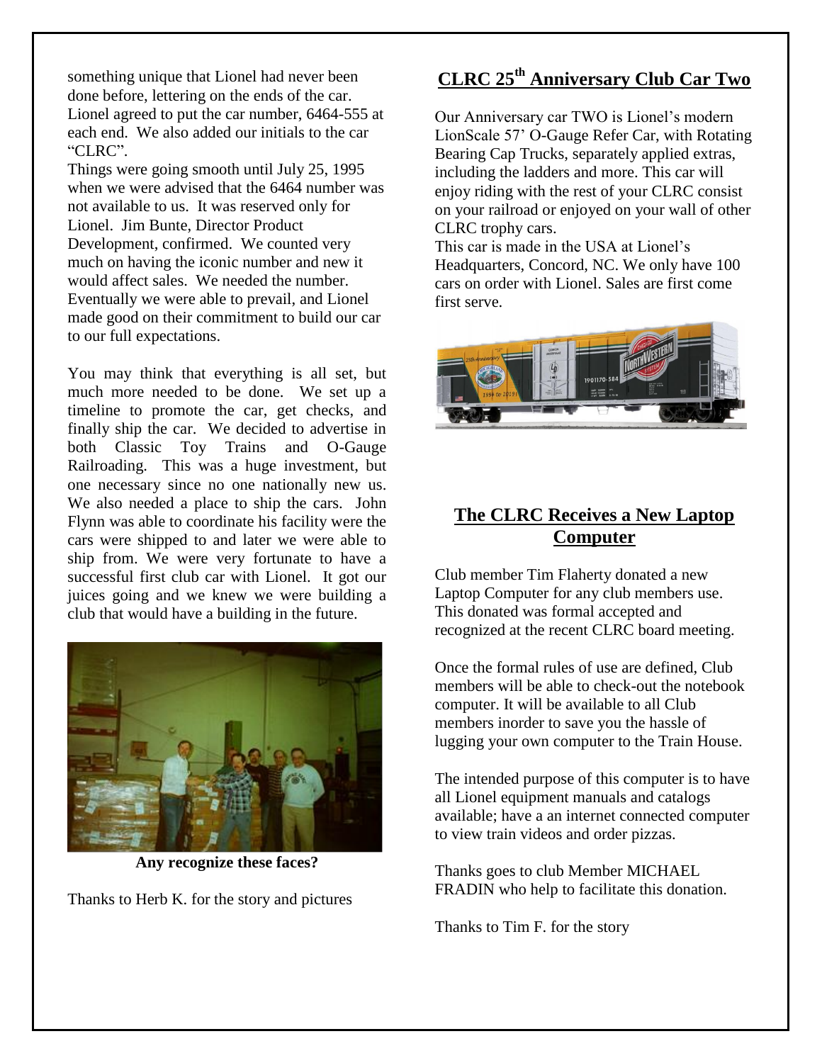something unique that Lionel had never been done before, lettering on the ends of the car. Lionel agreed to put the car number, 6464-555 at each end. We also added our initials to the car "CLRC".

Things were going smooth until July 25, 1995 when we were advised that the 6464 number was not available to us. It was reserved only for Lionel. Jim Bunte, Director Product Development, confirmed. We counted very much on having the iconic number and new it would affect sales. We needed the number. Eventually we were able to prevail, and Lionel made good on their commitment to build our car to our full expectations.

You may think that everything is all set, but much more needed to be done. We set up a timeline to promote the car, get checks, and finally ship the car. We decided to advertise in both Classic Toy Trains and O-Gauge Railroading. This was a huge investment, but one necessary since no one nationally new us. We also needed a place to ship the cars. John Flynn was able to coordinate his facility were the cars were shipped to and later we were able to ship from. We were very fortunate to have a successful first club car with Lionel. It got our juices going and we knew we were building a club that would have a building in the future.

**Any recognize these faces?**

Thanks to Herb K. for the story and pictures

## CLRC 25th Anniversary Club Car Two

Our Anniversary car TWO is Lionel's modern LionScale 57' O-Gauge Refer Car, with Rotating Bearing Cap Trucks, separately applied extras, including the ladders and more. This car will enjoy riding with the rest of your CLRC consist on your railroad or enjoyed on your wall of other CLRC trophy cars.

This car is made in the USA at Lionel's Headquarters, Concord, NC. We only have 100 cars on order with Lionel. Sales are first come first serve.

## The CLRC Receives a New Laptop Computer

Club member Tim Flaherty donated a new Laptop Computer for any club members use. This donated was formal accepted and recognized at the recent CLRC board meeting.

Once the formal rules of use are defined, Club members will be able to check-out the notebook computer. It will be available to all Club members inorder to save you the hassle of lugging your own computer to the Train House.

The intended purpose of this computer is to have all Lionel equipment manuals and catalogs available; have a an internet connected computer to view train videos and order pizzas.

Thanks goes to club Member MICHAEL FRADIN who help to facilitate this donation.

Thanks to Tim F. for the story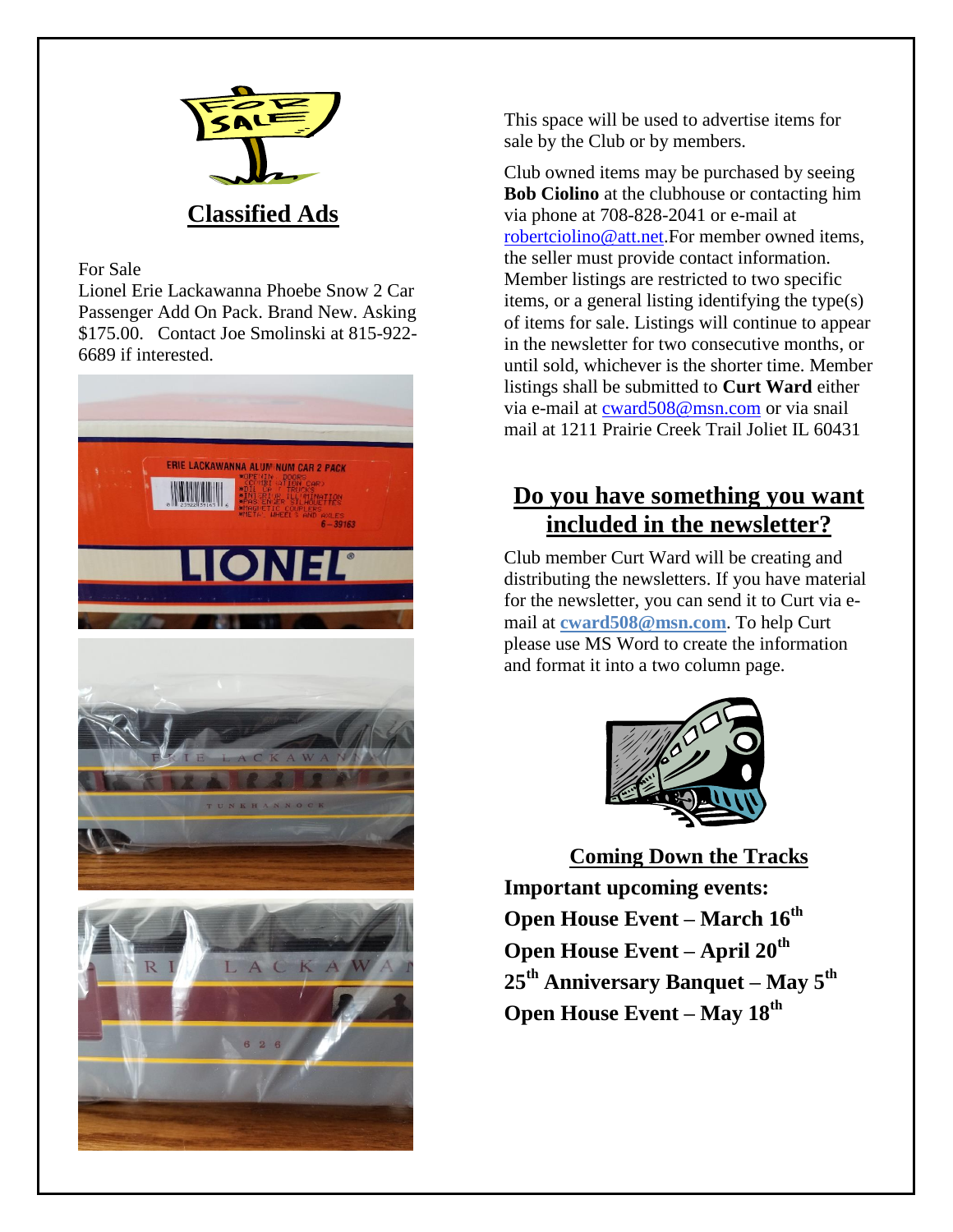## Classified Ads

For Sale
Lionel Erie Lackawanna Phoebe Snow 2 Car Passenger Add On Pack. Brand New. Asking \$175.00. Contact Joe Smolinski at 815-922-6689 if interested.

This space will be used to advertise items for sale by the Club or by members.

Club owned items may be purchased by seeing **Bob Ciolino** at the clubhouse or contacting him via phone at 708-828-2041 or e-mail at robertciolino@att.net.For member owned items, the seller must provide contact information. Member listings are restricted to two specific items, or a general listing identifying the type(s) of items for sale. Listings will continue to appear in the newsletter for two consecutive months, or until sold, whichever is the shorter time. Member listings shall be submitted to **Curt Ward** either via e-mail at cward508@msn.com or via snail mail at 1211 Prairie Creek Trail Joliet IL 60431

## Do you have something you want included in the newsletter?

Club member Curt Ward will be creating and distributing the newsletters. If you have material for the newsletter, you can send it to Curt via e-mail at **cward508@msn.com**. To help Curt please use MS Word to create the information and format it into a two column page.

## Coming Down the Tracks

**Important upcoming events:**

**Open House Event – March 16th**

**Open House Event – April 20th**

**25th Anniversary Banquet – May 5th**

**Open House Event – May 18th**